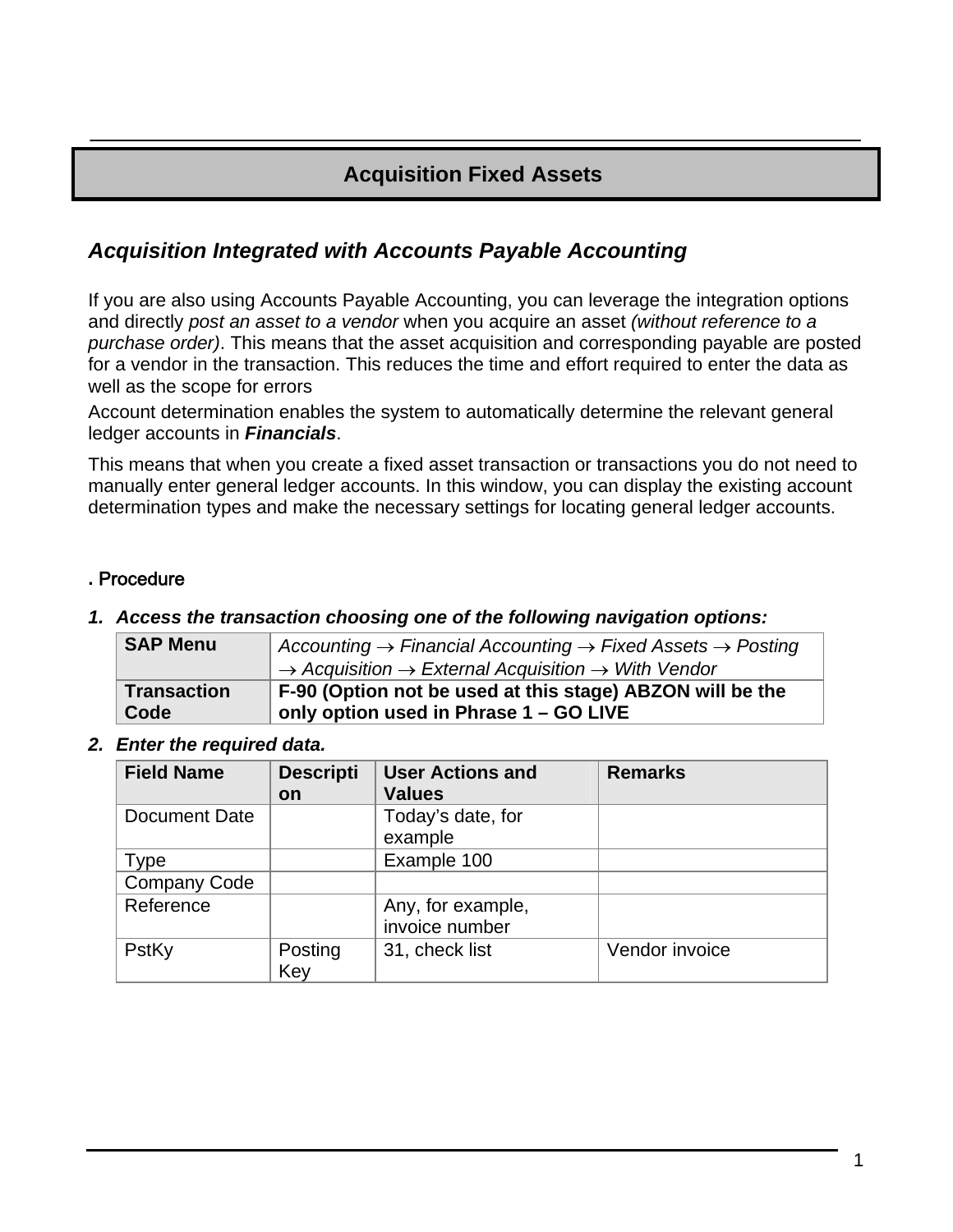# Acquisition Fixed Assets

## *Acquisition Integrated with Accounts Payable Accounting*

If you are also using Accounts Payable Accounting, you can leverage the integration options and directly *post an asset to a vendor* when you acquire an asset *(without reference to a purchase order)*. This means that the asset acquisition and corresponding payable are posted for a vendor in the transaction. This reduces the time and effort required to enter the data as well as the scope for errors

Account determination enables the system to automatically determine the relevant general ledger accounts in ***Financials***.

This means that when you create a fixed asset transaction or transactions you do not need to manually enter general ledger accounts. In this window, you can display the existing account determination types and make the necessary settings for locating general ledger accounts.

**. Procedure**

1. ***Access the transaction choosing one of the following navigation options:***

| **SAP Menu** | *Accounting → Financial Accounting → Fixed Assets → Posting → Acquisition → External Acquisition → With Vendor* |
|---|---|
| **Transaction Code** | **F-90 (Option not be used at this stage) ABZON will be the only option used in Phrase 1 – GO LIVE** |

2. ***Enter the required data.***

| Field Name | Description | User Actions and Values | Remarks |
|---|---|---|---|
| Document Date | | Today's date, for example | |
| Type | | Example 100 | |
| Company Code | | | |
| Reference | | Any, for example, invoice number | |
| PstKy | Posting Key | 31, check list | Vendor invoice |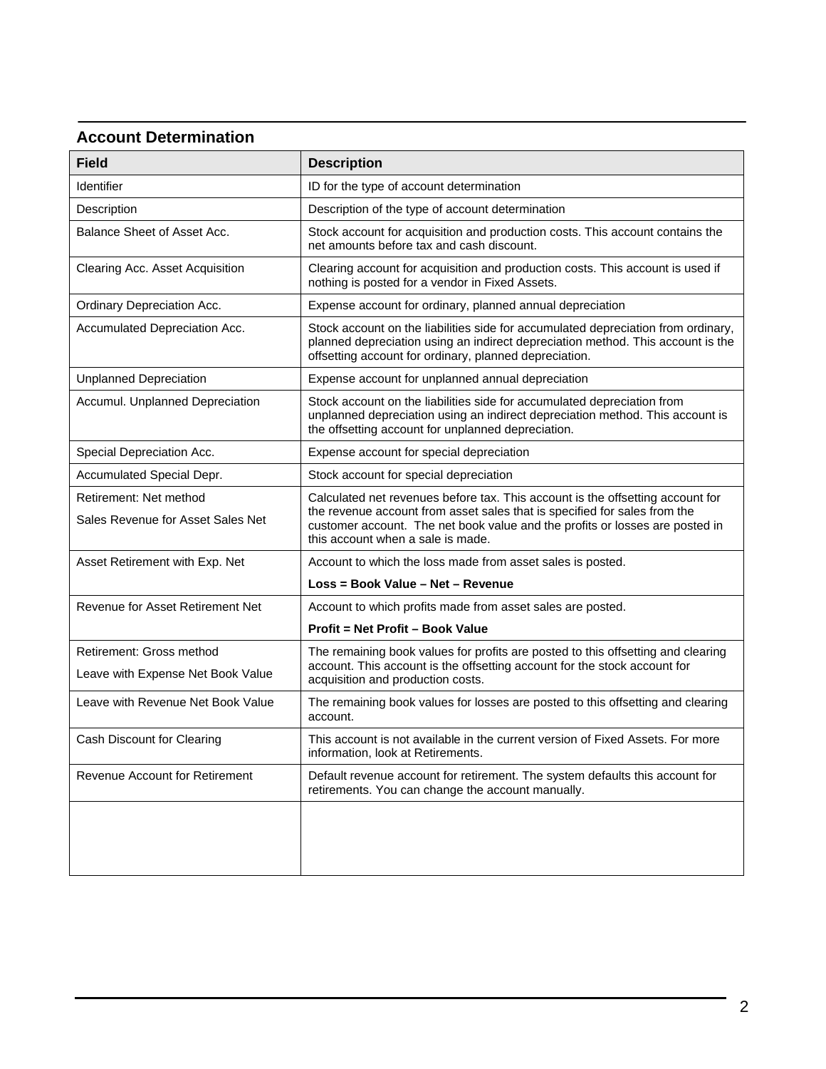## Account Determination

| Field | Description |
| --- | --- |
| Identifier | ID for the type of account determination |
| Description | Description of the type of account determination |
| Balance Sheet of Asset Acc. | Stock account for acquisition and production costs. This account contains the net amounts before tax and cash discount. |
| Clearing Acc. Asset Acquisition | Clearing account for acquisition and production costs. This account is used if nothing is posted for a vendor in Fixed Assets. |
| Ordinary Depreciation Acc. | Expense account for ordinary, planned annual depreciation |
| Accumulated Depreciation Acc. | Stock account on the liabilities side for accumulated depreciation from ordinary, planned depreciation using an indirect depreciation method. This account is the offsetting account for ordinary, planned depreciation. |
| Unplanned Depreciation | Expense account for unplanned annual depreciation |
| Accumul. Unplanned Depreciation | Stock account on the liabilities side for accumulated depreciation from unplanned depreciation using an indirect depreciation method. This account is the offsetting account for unplanned depreciation. |
| Special Depreciation Acc. | Expense account for special depreciation |
| Accumulated Special Depr. | Stock account for special depreciation |
| Retirement: Net method<br>Sales Revenue for Asset Sales Net | Calculated net revenues before tax. This account is the offsetting account for the revenue account from asset sales that is specified for sales from the customer account. The net book value and the profits or losses are posted in this account when a sale is made. |
| Asset Retirement with Exp. Net | Account to which the loss made from asset sales is posted.<br>**Loss = Book Value – Net – Revenue** |
| Revenue for Asset Retirement Net | Account to which profits made from asset sales are posted.<br>**Profit = Net Profit – Book Value** |
| Retirement: Gross method<br>Leave with Expense Net Book Value | The remaining book values for profits are posted to this offsetting and clearing account. This account is the offsetting account for the stock account for acquisition and production costs. |
| Leave with Revenue Net Book Value | The remaining book values for losses are posted to this offsetting and clearing account. |
| Cash Discount for Clearing | This account is not available in the current version of Fixed Assets. For more information, look at Retirements. |
| Revenue Account for Retirement | Default revenue account for retirement. The system defaults this account for retirements. You can change the account manually. |
| | |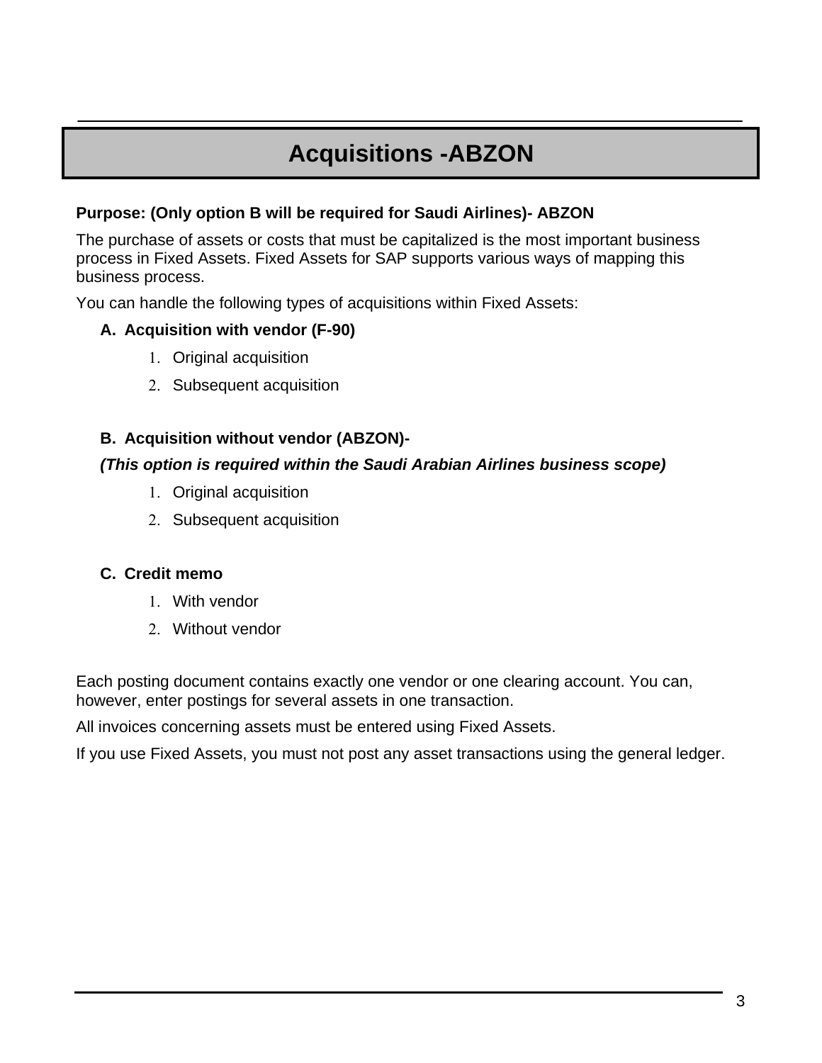# Acquisitions -ABZON

**Purpose: (Only option B will be required for Saudi Airlines)- ABZON**

The purchase of assets or costs that must be capitalized is the most important business process in Fixed Assets. Fixed Assets for SAP supports various ways of mapping this business process.

You can handle the following types of acquisitions within Fixed Assets:

**A. Acquisition with vendor (F-90)**

1. Original acquisition
2. Subsequent acquisition

**B. Acquisition without vendor (ABZON)-**

***(This option is required within the Saudi Arabian Airlines business scope)***

1. Original acquisition
2. Subsequent acquisition

**C. Credit memo**

1. With vendor
2. Without vendor

Each posting document contains exactly one vendor or one clearing account. You can, however, enter postings for several assets in one transaction.

All invoices concerning assets must be entered using Fixed Assets.

If you use Fixed Assets, you must not post any asset transactions using the general ledger.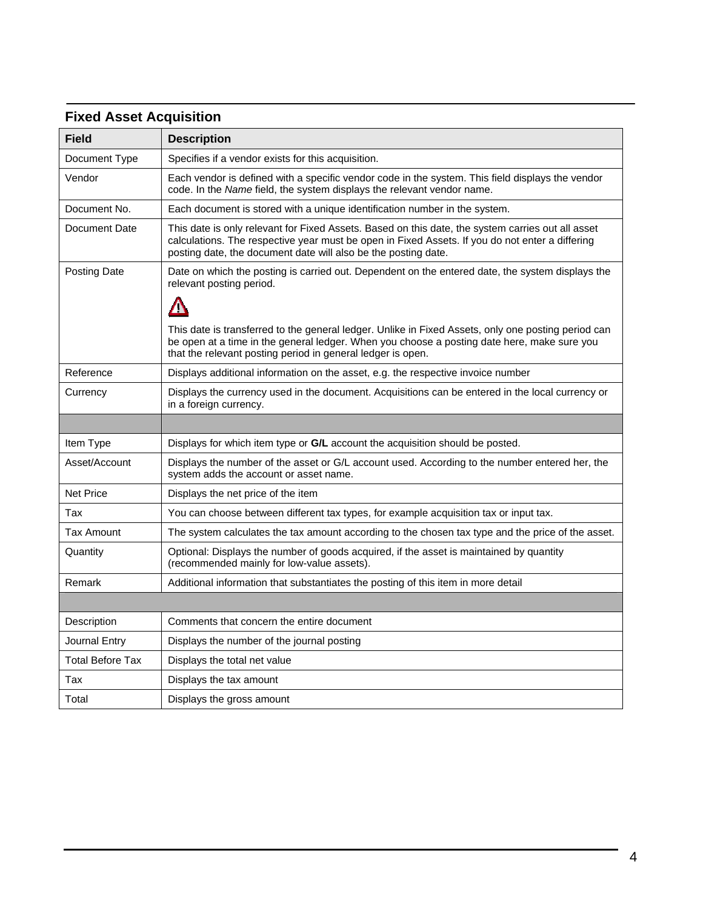## Fixed Asset Acquisition

| Field | Description |
|---|---|
| Document Type | Specifies if a vendor exists for this acquisition. |
| Vendor | Each vendor is defined with a specific vendor code in the system. This field displays the vendor code. In the *Name* field, the system displays the relevant vendor name. |
| Document No. | Each document is stored with a unique identification number in the system. |
| Document Date | This date is only relevant for Fixed Assets. Based on this date, the system carries out all asset calculations. The respective year must be open in Fixed Assets. If you do not enter a differing posting date, the document date will also be the posting date. |
| Posting Date | Date on which the posting is carried out. Dependent on the entered date, the system displays the relevant posting period.<br><br>This date is transferred to the general ledger. Unlike in Fixed Assets, only one posting period can be open at a time in the general ledger. When you choose a posting date here, make sure you that the relevant posting period in general ledger is open. |
| Reference | Displays additional information on the asset, e.g. the respective invoice number |
| Currency | Displays the currency used in the document. Acquisitions can be entered in the local currency or in a foreign currency. |
| | |
| Item Type | Displays for which item type or **G/L** account the acquisition should be posted. |
| Asset/Account | Displays the number of the asset or G/L account used. According to the number entered her, the system adds the account or asset name. |
| Net Price | Displays the net price of the item |
| Tax | You can choose between different tax types, for example acquisition tax or input tax. |
| Tax Amount | The system calculates the tax amount according to the chosen tax type and the price of the asset. |
| Quantity | Optional: Displays the number of goods acquired, if the asset is maintained by quantity (recommended mainly for low-value assets). |
| Remark | Additional information that substantiates the posting of this item in more detail |
| | |
| Description | Comments that concern the entire document |
| Journal Entry | Displays the number of the journal posting |
| Total Before Tax | Displays the total net value |
| Tax | Displays the tax amount |
| Total | Displays the gross amount |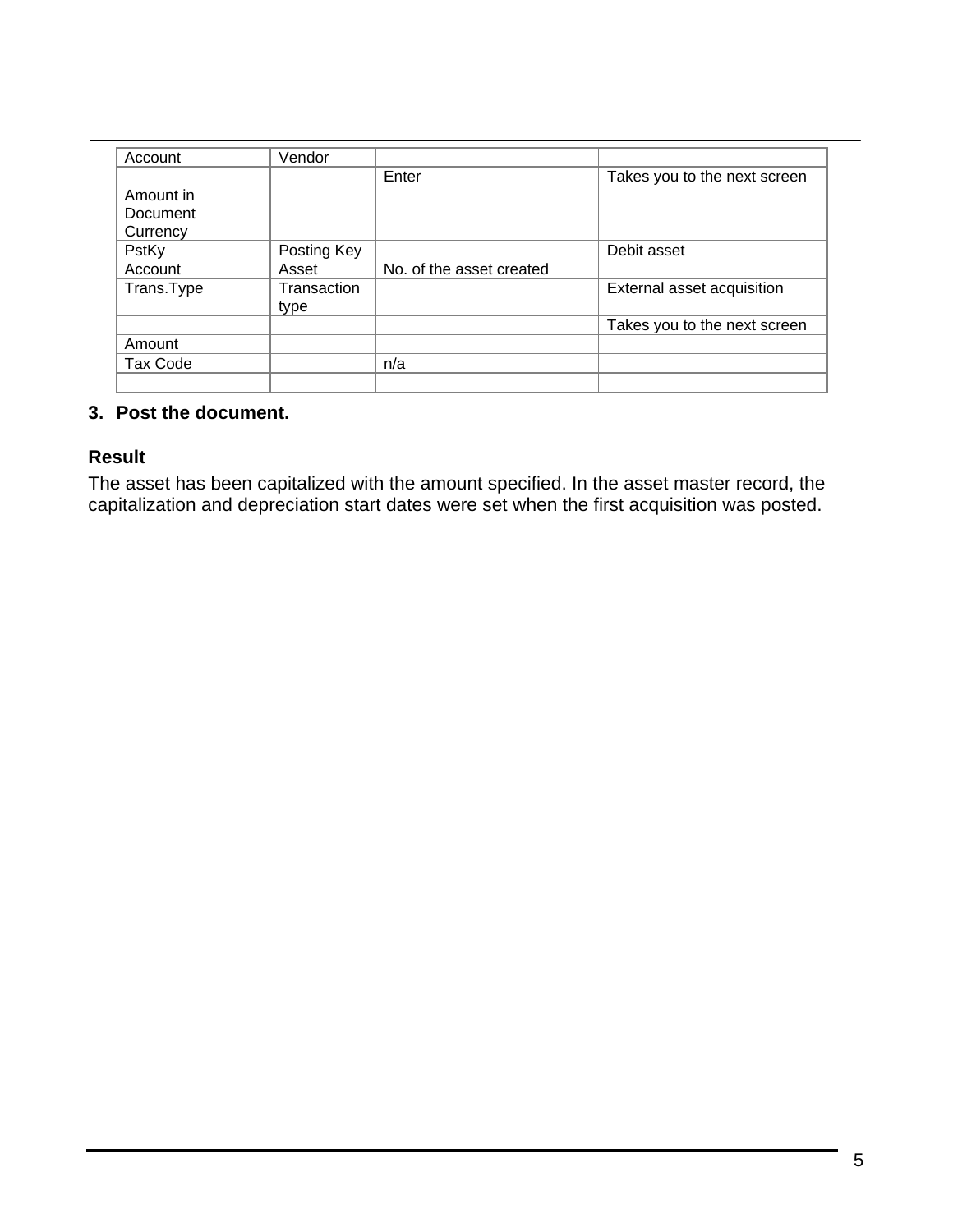| Account | Vendor | | |
|---|---|---|---|
| | | Enter | Takes you to the next screen |
| Amount in Document Currency | | | |
| PstKy | Posting Key | | Debit asset |
| Account | Asset | No. of the asset created | |
| Trans.Type | Transaction type | | External asset acquisition |
| | | | Takes you to the next screen |
| Amount | | | |
| Tax Code | | n/a | |
| | | | |

**3. Post the document.**

### Result

The asset has been capitalized with the amount specified. In the asset master record, the capitalization and depreciation start dates were set when the first acquisition was posted.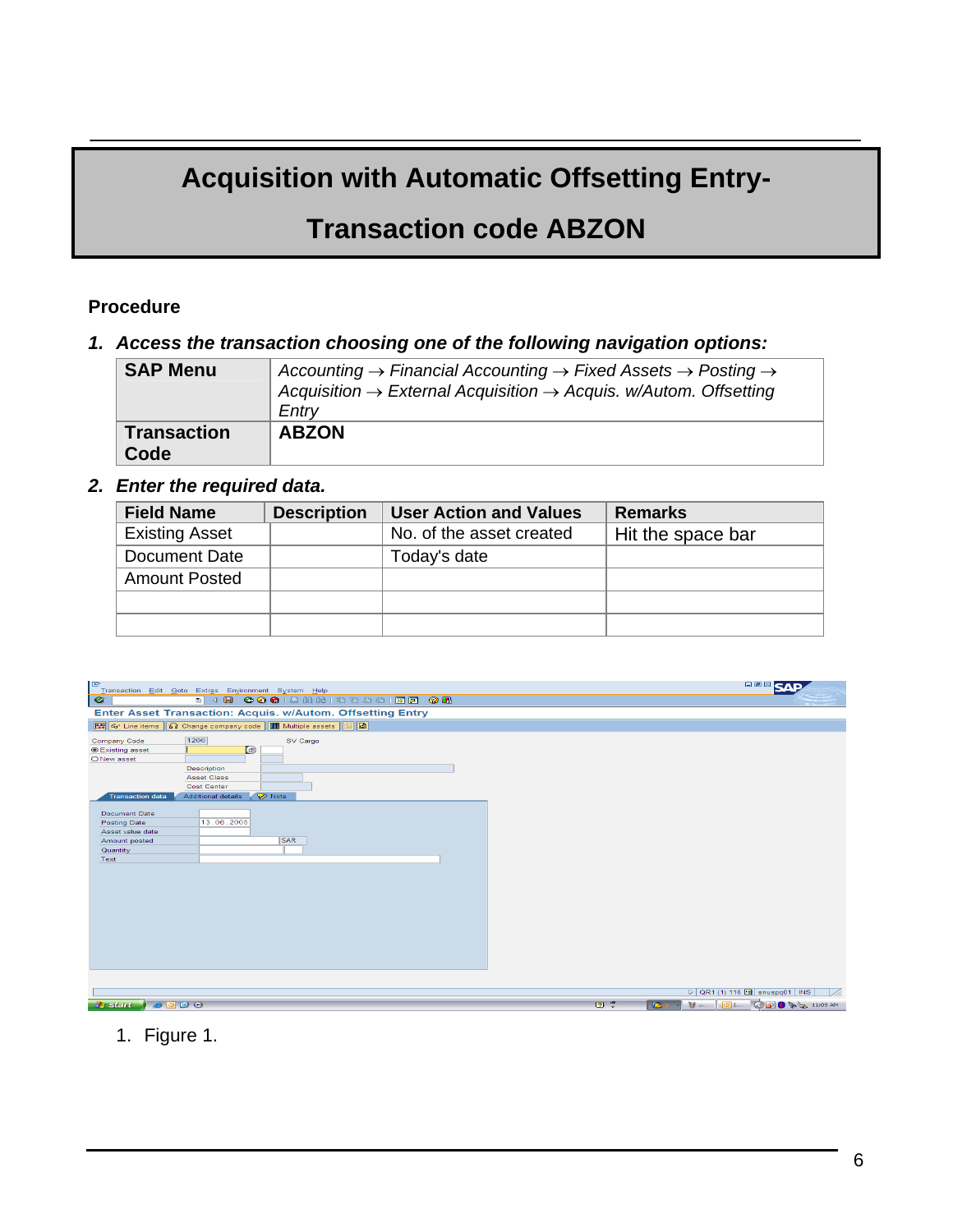# Acquisition with Automatic Offsetting Entry-

# Transaction code ABZON

**Procedure**

***1. Access the transaction choosing one of the following navigation options:***

| **SAP Menu** | *Accounting → Financial Accounting → Fixed Assets → Posting → Acquisition → External Acquisition → Acquis. w/Autom. Offsetting Entry* |
|---|---|
| **Transaction Code** | **ABZON** |

***2. Enter the required data.***

| Field Name | Description | User Action and Values | Remarks |
|---|---|---|---|
| Existing Asset | | No. of the asset created | Hit the space bar |
| Document Date | | Today's date | |
| Amount Posted | | | |
| | | | |
| | | | |

1. Figure 1.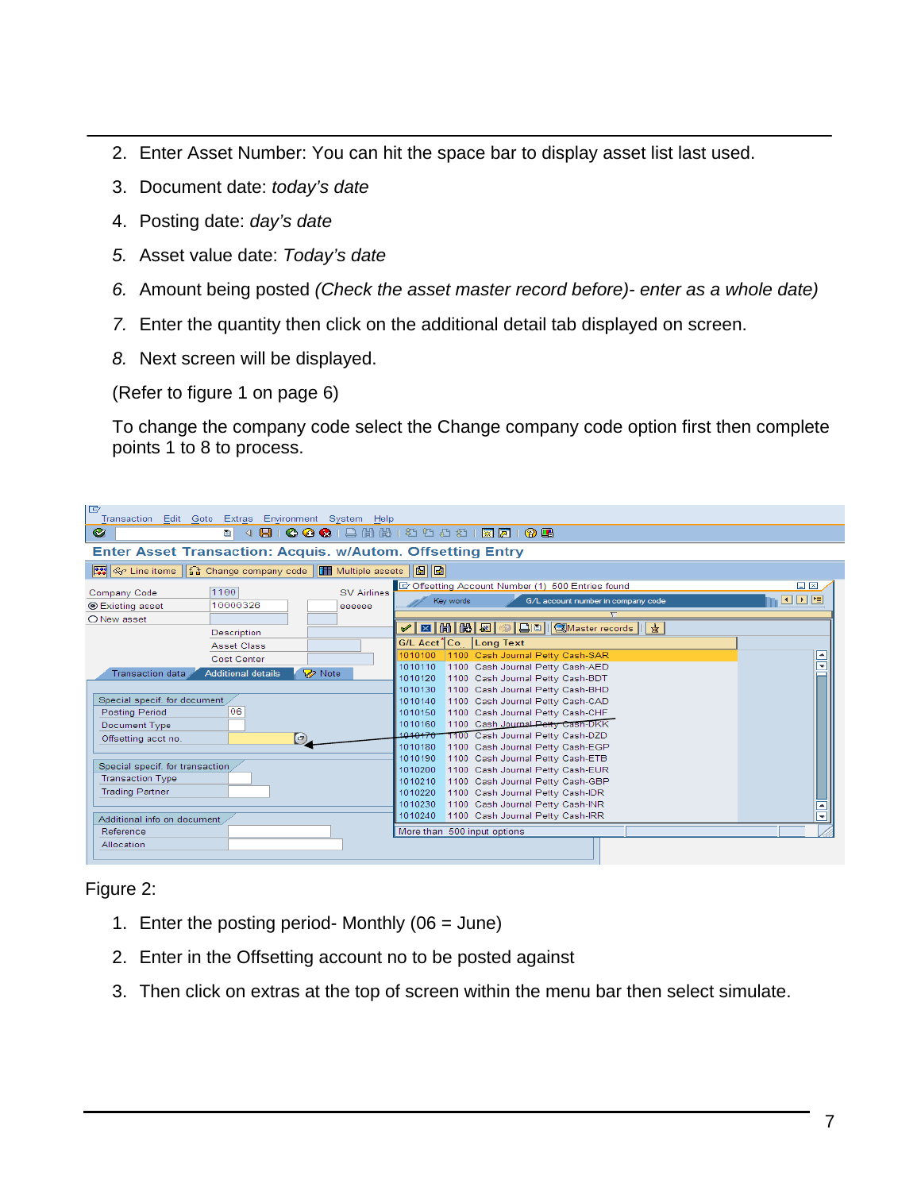2. Enter Asset Number: You can hit the space bar to display asset list last used.
3. Document date: *today's date*
4. Posting date: *day's date*
5. Asset value date: *Today's date*
6. Amount being posted *(Check the asset master record before)- enter as a whole date)*
7. Enter the quantity then click on the additional detail tab displayed on screen.
8. Next screen will be displayed.

(Refer to figure 1 on page 6)

To change the company code select the Change company code option first then complete points 1 to 8 to process.

Figure 2:

1. Enter the posting period- Monthly (06 = June)
2. Enter in the Offsetting account no to be posted against
3. Then click on extras at the top of screen within the menu bar then select simulate.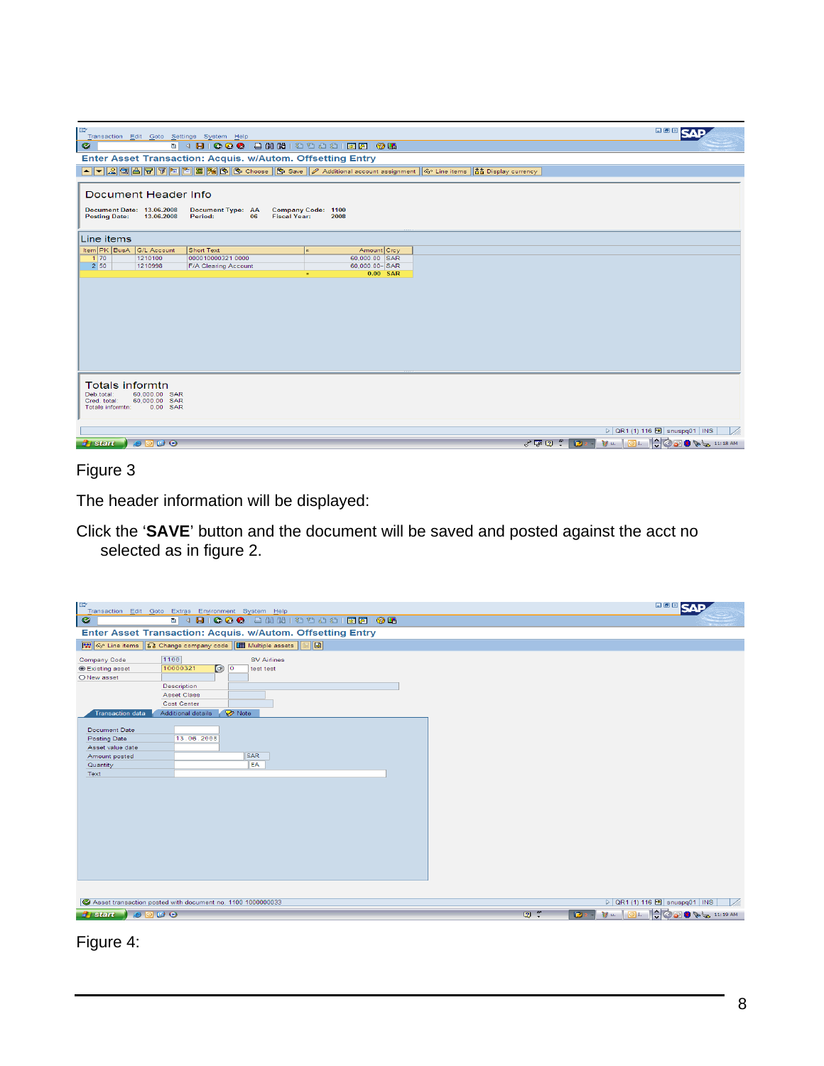Figure 3

The header information will be displayed:

Click the ‘**SAVE**’ button and the document will be saved and posted against the acct no selected as in figure 2.

Figure 4: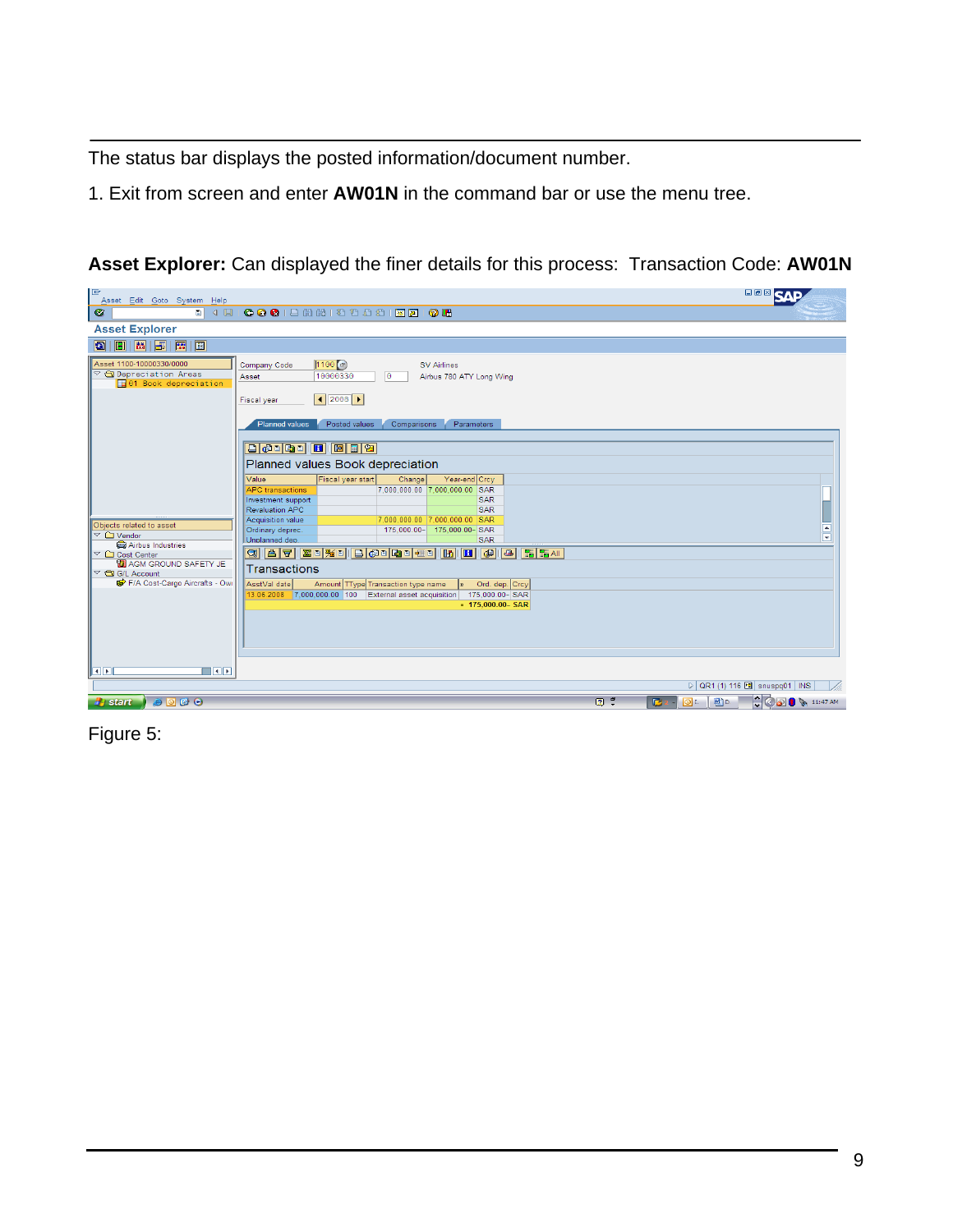The status bar displays the posted information/document number.

1. Exit from screen and enter **AW01N** in the command bar or use the menu tree.

**Asset Explorer:** Can displayed the finer details for this process: Transaction Code: **AW01N**

Figure 5: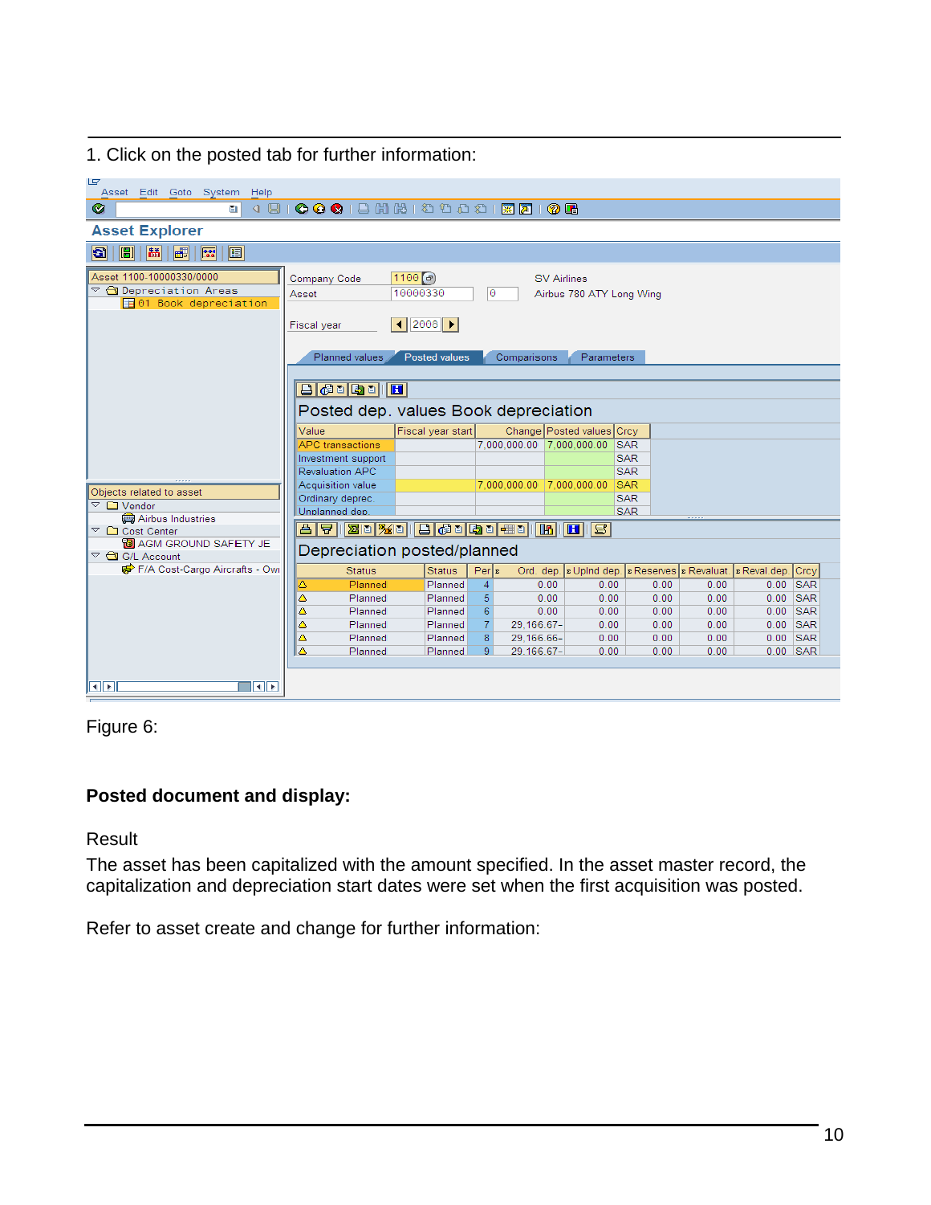1. Click on the posted tab for further information:

Figure 6:

**Posted document and display:**

Result

The asset has been capitalized with the amount specified. In the asset master record, the capitalization and depreciation start dates were set when the first acquisition was posted.

Refer to asset create and change for further information: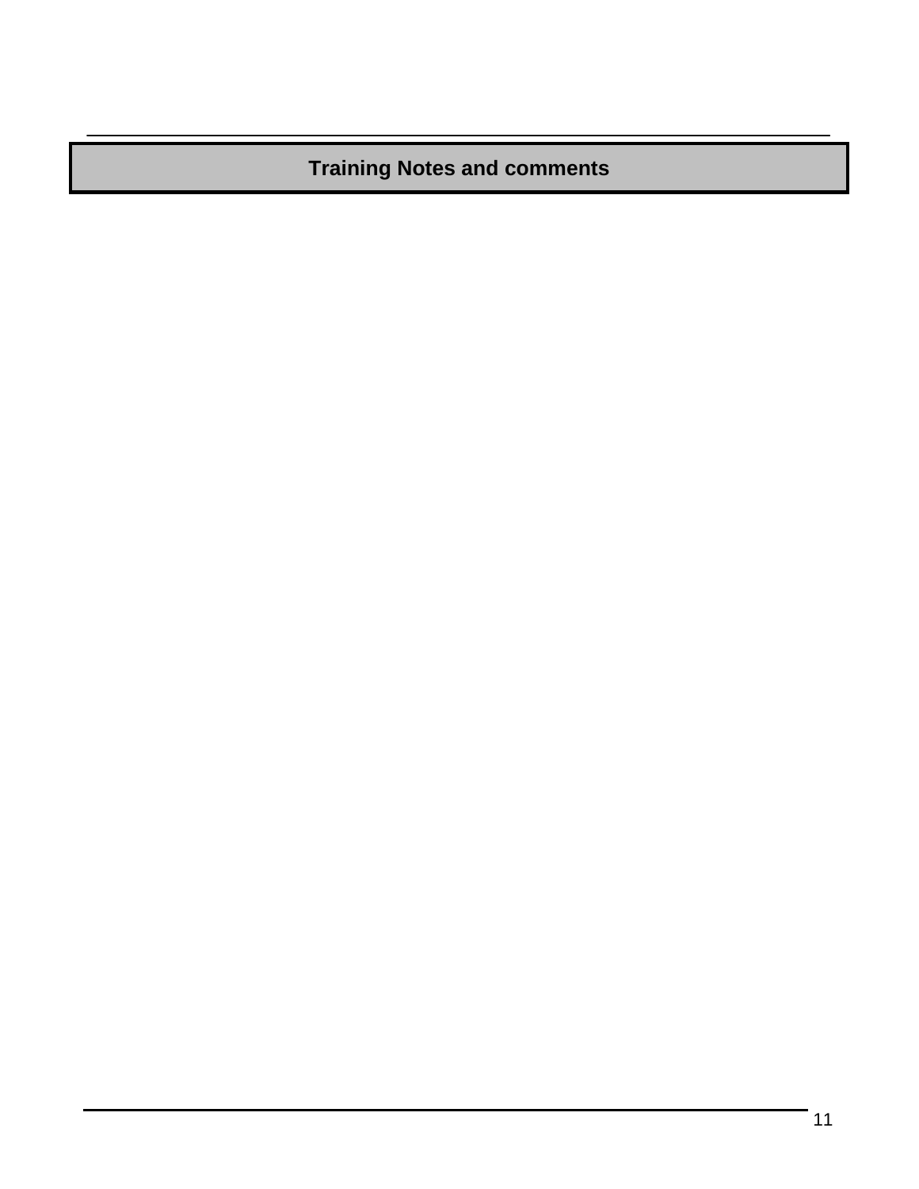## Training Notes and comments